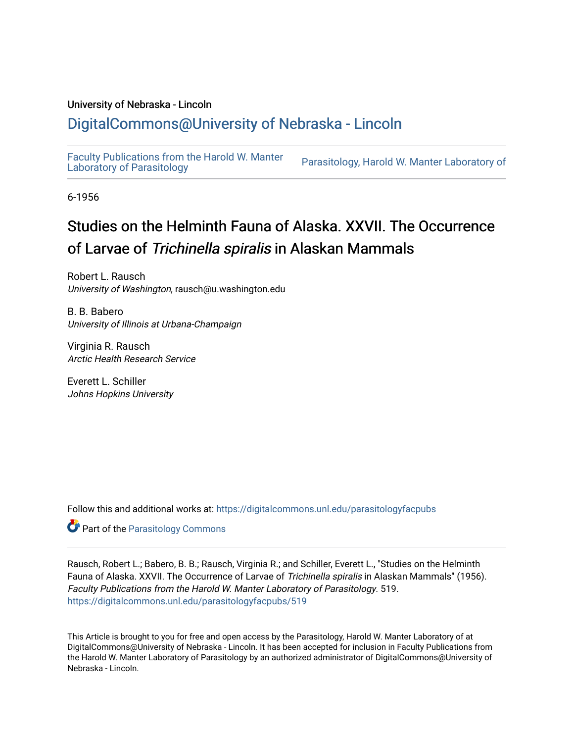University of Nebraska - Lincoln

## DigitalCommons@University of Nebraska - Lincoln

Faculty Publications from the Harold W. Manter Laboratory of Parasitology | Parasitology, Harold W. Manter Laboratory of

6-1956

# Studies on the Helminth Fauna of Alaska. XXVII. The Occurrence of Larvae of *Trichinella spiralis* in Alaskan Mammals

Robert L. Rausch
*University of Washington*, rausch@u.washington.edu

B. B. Babero
*University of Illinois at Urbana-Champaign*

Virginia R. Rausch
*Arctic Health Research Service*

Everett L. Schiller
*Johns Hopkins University*

Follow this and additional works at: https://digitalcommons.unl.edu/parasitologyfacpubs

Part of the Parasitology Commons

Rausch, Robert L.; Babero, B. B.; Rausch, Virginia R.; and Schiller, Everett L., "Studies on the Helminth Fauna of Alaska. XXVII. The Occurrence of Larvae of *Trichinella spiralis* in Alaskan Mammals" (1956). *Faculty Publications from the Harold W. Manter Laboratory of Parasitology*. 519.
https://digitalcommons.unl.edu/parasitologyfacpubs/519

This Article is brought to you for free and open access by the Parasitology, Harold W. Manter Laboratory of at DigitalCommons@University of Nebraska - Lincoln. It has been accepted for inclusion in Faculty Publications from the Harold W. Manter Laboratory of Parasitology by an authorized administrator of DigitalCommons@University of Nebraska - Lincoln.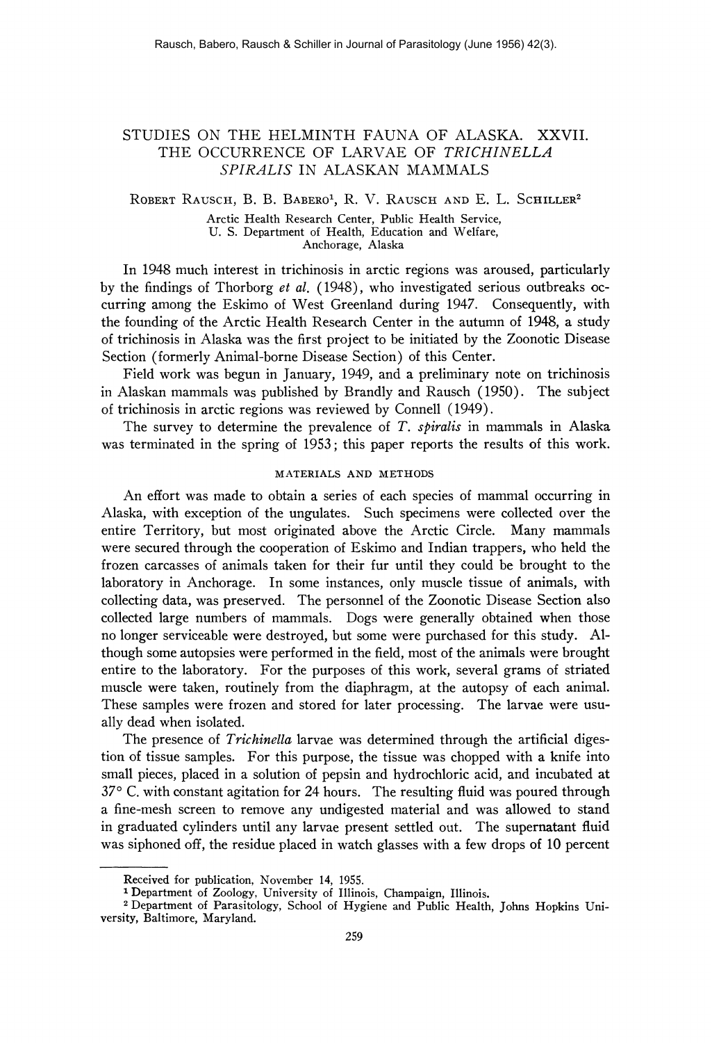Rausch, Babero, Rausch & Schiller in Journal of Parasitology (June 1956) 42(3).

# STUDIES ON THE HELMINTH FAUNA OF ALASKA. XXVII. THE OCCURRENCE OF LARVAE OF *TRICHINELLA SPIRALIS* IN ALASKAN MAMMALS

Robert Rausch, B. B. Babero[1], R. V. Rausch and E. L. Schiller[2]

Arctic Health Research Center, Public Health Service, U. S. Department of Health, Education and Welfare, Anchorage, Alaska

In 1948 much interest in trichinosis in arctic regions was aroused, particularly by the findings of Thorborg *et al.* (1948), who investigated serious outbreaks occurring among the Eskimo of West Greenland during 1947. Consequently, with the founding of the Arctic Health Research Center in the autumn of 1948, a study of trichinosis in Alaska was the first project to be initiated by the Zoonotic Disease Section (formerly Animal-borne Disease Section) of this Center.

Field work was begun in January, 1949, and a preliminary note on trichinosis in Alaskan mammals was published by Brandly and Rausch (1950). The subject of trichinosis in arctic regions was reviewed by Connell (1949).

The survey to determine the prevalence of *T. spiralis* in mammals in Alaska was terminated in the spring of 1953; this paper reports the results of this work.

## MATERIALS AND METHODS

An effort was made to obtain a series of each species of mammal occurring in Alaska, with exception of the ungulates. Such specimens were collected over the entire Territory, but most originated above the Arctic Circle. Many mammals were secured through the cooperation of Eskimo and Indian trappers, who held the frozen carcasses of animals taken for their fur until they could be brought to the laboratory in Anchorage. In some instances, only muscle tissue of animals, with collecting data, was preserved. The personnel of the Zoonotic Disease Section also collected large numbers of mammals. Dogs were generally obtained when those no longer serviceable were destroyed, but some were purchased for this study. Although some autopsies were performed in the field, most of the animals were brought entire to the laboratory. For the purposes of this work, several grams of striated muscle were taken, routinely from the diaphragm, at the autopsy of each animal. These samples were frozen and stored for later processing. The larvae were usually dead when isolated.

The presence of *Trichinella* larvae was determined through the artificial digestion of tissue samples. For this purpose, the tissue was chopped with a knife into small pieces, placed in a solution of pepsin and hydrochloric acid, and incubated at 37° C. with constant agitation for 24 hours. The resulting fluid was poured through a fine-mesh screen to remove any undigested material and was allowed to stand in graduated cylinders until any larvae present settled out. The supernatant fluid was siphoned off, the residue placed in watch glasses with a few drops of 10 percent

---

Received for publication, November 14, 1955.

[1] Department of Zoology, University of Illinois, Champaign, Illinois.

[2] Department of Parasitology, School of Hygiene and Public Health, Johns Hopkins University, Baltimore, Maryland.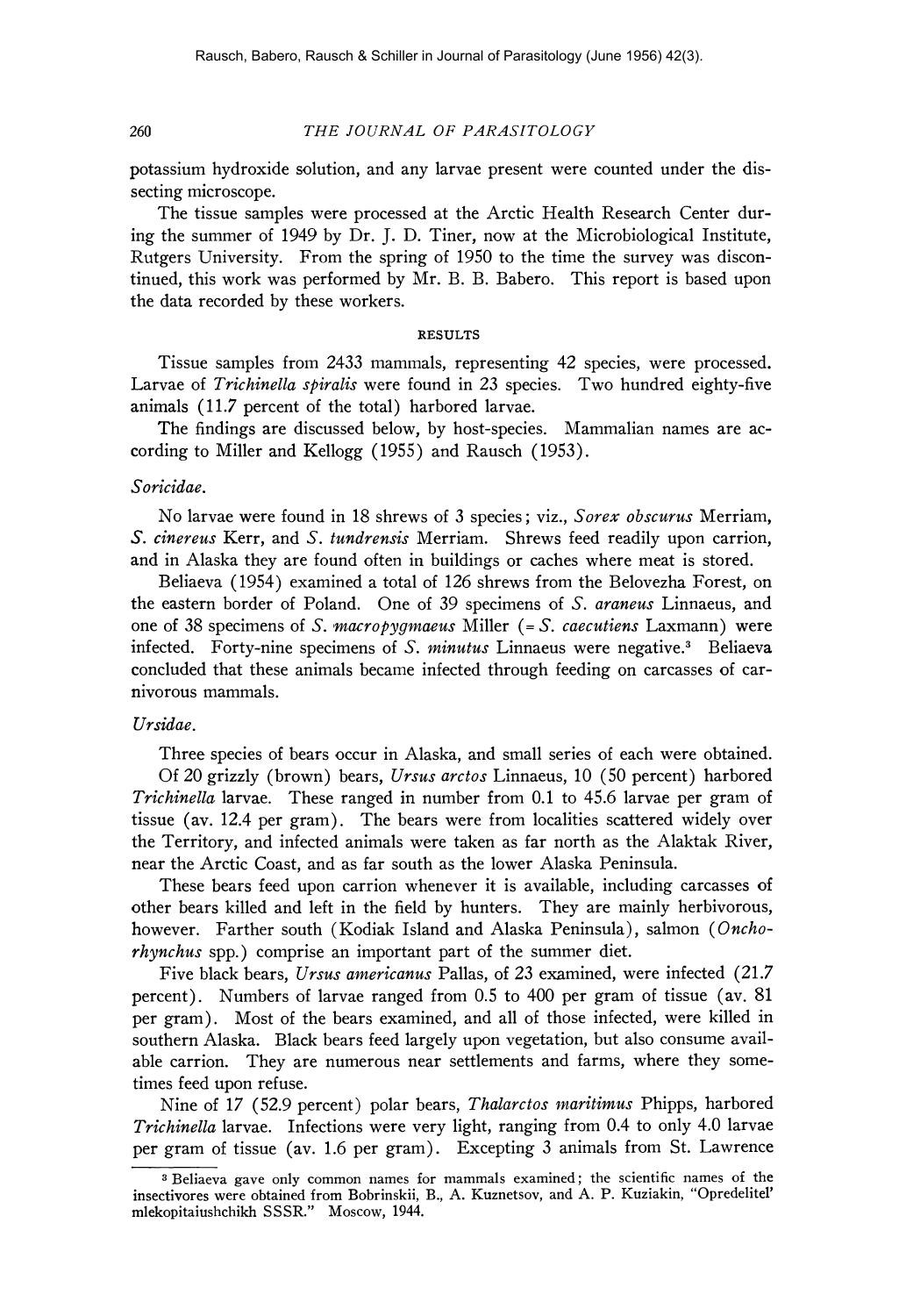potassium hydroxide solution, and any larvae present were counted under the dissecting microscope.

The tissue samples were processed at the Arctic Health Research Center during the summer of 1949 by Dr. J. D. Tiner, now at the Microbiological Institute, Rutgers University. From the spring of 1950 to the time the survey was discontinued, this work was performed by Mr. B. B. Babero. This report is based upon the data recorded by these workers.

## RESULTS

Tissue samples from 2433 mammals, representing 42 species, were processed. Larvae of *Trichinella spiralis* were found in 23 species. Two hundred eighty-five animals (11.7 percent of the total) harbored larvae.

The findings are discussed below, by host-species. Mammalian names are according to Miller and Kellogg (1955) and Rausch (1953).

### *Soricidae.*

No larvae were found in 18 shrews of 3 species; viz., *Sorex obscurus* Merriam, *S. cinereus* Kerr, and *S. tundrensis* Merriam. Shrews feed readily upon carrion, and in Alaska they are found often in buildings or caches where meat is stored.

Beliaeva (1954) examined a total of 126 shrews from the Belovezha Forest, on the eastern border of Poland. One of 39 specimens of *S. araneus* Linnaeus, and one of 38 specimens of *S. macropygmaeus* Miller (= *S. caecutiens* Laxmann) were infected. Forty-nine specimens of *S. minutus* Linnaeus were negative.[3] Beliaeva concluded that these animals became infected through feeding on carcasses of carnivorous mammals.

### *Ursidae.*

Three species of bears occur in Alaska, and small series of each were obtained. Of 20 grizzly (brown) bears, *Ursus arctos* Linnaeus, 10 (50 percent) harbored *Trichinella* larvae. These ranged in number from 0.1 to 45.6 larvae per gram of tissue (av. 12.4 per gram). The bears were from localities scattered widely over the Territory, and infected animals were taken as far north as the Alaktak River, near the Arctic Coast, and as far south as the lower Alaska Peninsula.

These bears feed upon carrion whenever it is available, including carcasses of other bears killed and left in the field by hunters. They are mainly herbivorous, however. Farther south (Kodiak Island and Alaska Peninsula), salmon (*Oncorhynchus* spp.) comprise an important part of the summer diet.

Five black bears, *Ursus americanus* Pallas, of 23 examined, were infected (21.7 percent). Numbers of larvae ranged from 0.5 to 400 per gram of tissue (av. 81 per gram). Most of the bears examined, and all of those infected, were killed in southern Alaska. Black bears feed largely upon vegetation, but also consume available carrion. They are numerous near settlements and farms, where they sometimes feed upon refuse.

Nine of 17 (52.9 percent) polar bears, *Thalarctos maritimus* Phipps, harbored *Trichinella* larvae. Infections were very light, ranging from 0.4 to only 4.0 larvae per gram of tissue (av. 1.6 per gram). Excepting 3 animals from St. Lawrence

---

[3] Beliaeva gave only common names for mammals examined; the scientific names of the insectivores were obtained from Bobrinskii, B., A. Kuznetsov, and A. P. Kuziakin, "Opredelitel' mlekopitaiushchikh SSSR." Moscow, 1944.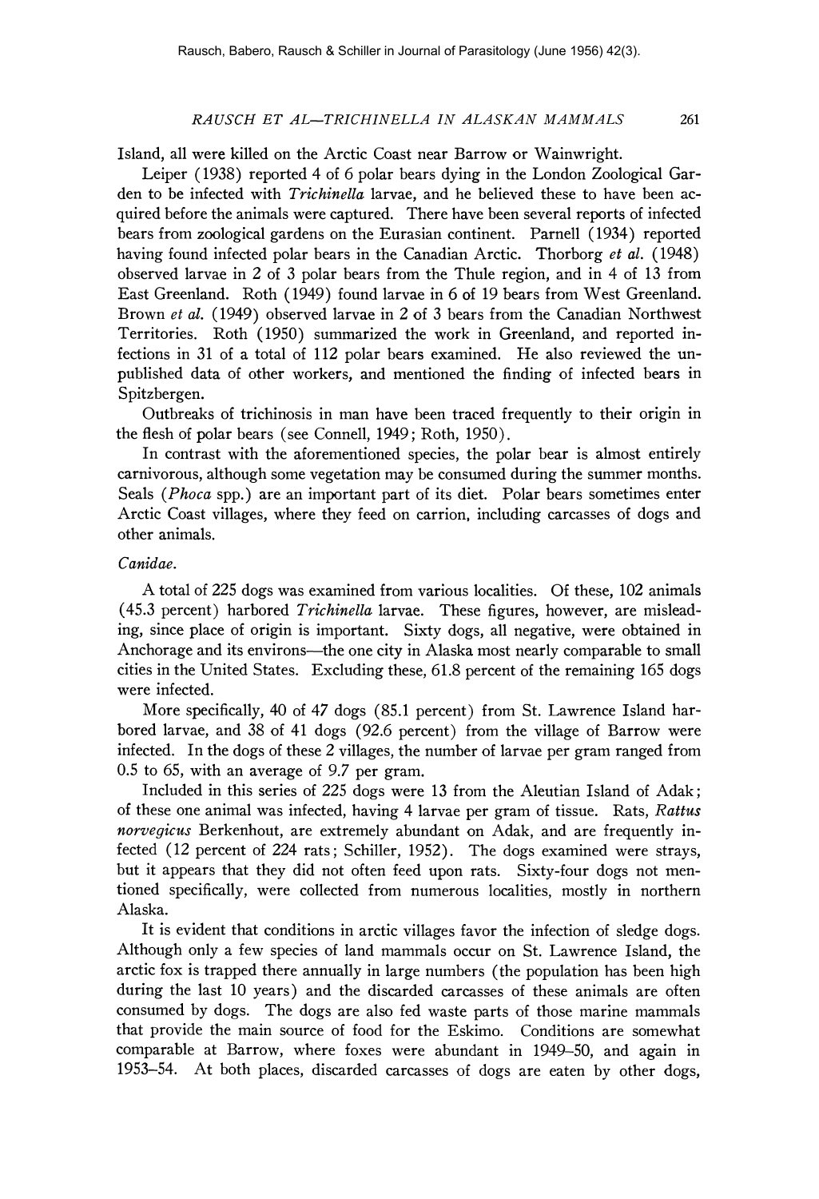Island, all were killed on the Arctic Coast near Barrow or Wainwright.

Leiper (1938) reported 4 of 6 polar bears dying in the London Zoological Garden to be infected with *Trichinella* larvae, and he believed these to have been acquired before the animals were captured. There have been several reports of infected bears from zoological gardens on the Eurasian continent. Parnell (1934) reported having found infected polar bears in the Canadian Arctic. Thorborg *et al.* (1948) observed larvae in 2 of 3 polar bears from the Thule region, and in 4 of 13 from East Greenland. Roth (1949) found larvae in 6 of 19 bears from West Greenland. Brown *et al.* (1949) observed larvae in 2 of 3 bears from the Canadian Northwest Territories. Roth (1950) summarized the work in Greenland, and reported infections in 31 of a total of 112 polar bears examined. He also reviewed the unpublished data of other workers, and mentioned the finding of infected bears in Spitzbergen.

Outbreaks of trichinosis in man have been traced frequently to their origin in the flesh of polar bears (see Connell, 1949; Roth, 1950).

In contrast with the aforementioned species, the polar bear is almost entirely carnivorous, although some vegetation may be consumed during the summer months. Seals (*Phoca* spp.) are an important part of its diet. Polar bears sometimes enter Arctic Coast villages, where they feed on carrion, including carcasses of dogs and other animals.

*Canidae.*

A total of 225 dogs was examined from various localities. Of these, 102 animals (45.3 percent) harbored *Trichinella* larvae. These figures, however, are misleading, since place of origin is important. Sixty dogs, all negative, were obtained in Anchorage and its environs—the one city in Alaska most nearly comparable to small cities in the United States. Excluding these, 61.8 percent of the remaining 165 dogs were infected.

More specifically, 40 of 47 dogs (85.1 percent) from St. Lawrence Island harbored larvae, and 38 of 41 dogs (92.6 percent) from the village of Barrow were infected. In the dogs of these 2 villages, the number of larvae per gram ranged from 0.5 to 65, with an average of 9.7 per gram.

Included in this series of 225 dogs were 13 from the Aleutian Island of Adak; of these one animal was infected, having 4 larvae per gram of tissue. Rats, *Rattus norvegicus* Berkenhout, are extremely abundant on Adak, and are frequently infected (12 percent of 224 rats; Schiller, 1952). The dogs examined were strays, but it appears that they did not often feed upon rats. Sixty-four dogs not mentioned specifically, were collected from numerous localities, mostly in northern Alaska.

It is evident that conditions in arctic villages favor the infection of sledge dogs. Although only a few species of land mammals occur on St. Lawrence Island, the arctic fox is trapped there annually in large numbers (the population has been high during the last 10 years) and the discarded carcasses of these animals are often consumed by dogs. The dogs are also fed waste parts of those marine mammals that provide the main source of food for the Eskimo. Conditions are somewhat comparable at Barrow, where foxes were abundant in 1949–50, and again in 1953–54. At both places, discarded carcasses of dogs are eaten by other dogs,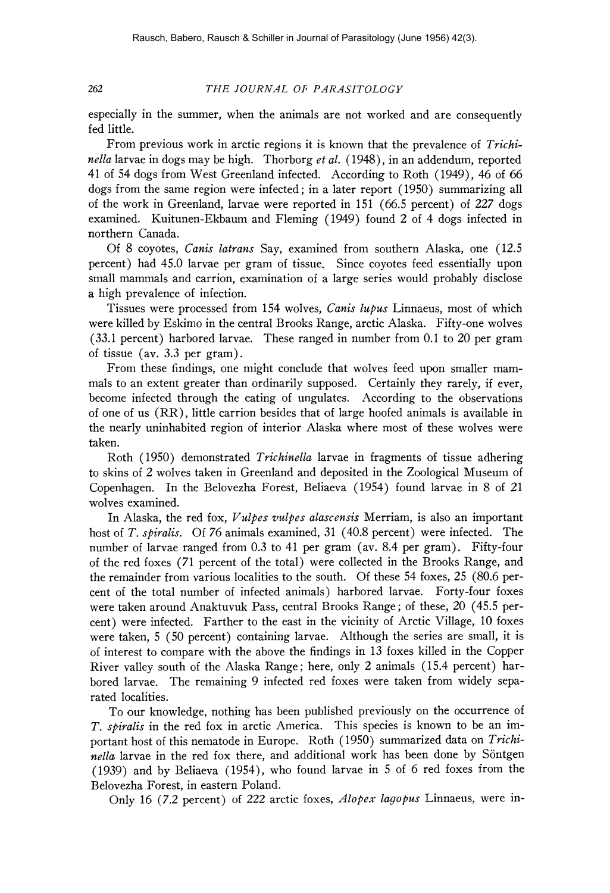especially in the summer, when the animals are not worked and are consequently fed little.

From previous work in arctic regions it is known that the prevalence of *Trichinella* larvae in dogs may be high. Thorborg *et al.* (1948), in an addendum, reported 41 of 54 dogs from West Greenland infected. According to Roth (1949), 46 of 66 dogs from the same region were infected; in a later report (1950) summarizing all of the work in Greenland, larvae were reported in 151 (66.5 percent) of 227 dogs examined. Kuitunen-Ekbaum and Fleming (1949) found 2 of 4 dogs infected in northern Canada.

Of 8 coyotes, *Canis latrans* Say, examined from southern Alaska, one (12.5 percent) had 45.0 larvae per gram of tissue. Since coyotes feed essentially upon small mammals and carrion, examination of a large series would probably disclose a high prevalence of infection.

Tissues were processed from 154 wolves, *Canis lupus* Linnaeus, most of which were killed by Eskimo in the central Brooks Range, arctic Alaska. Fifty-one wolves (33.1 percent) harbored larvae. These ranged in number from 0.1 to 20 per gram of tissue (av. 3.3 per gram).

From these findings, one might conclude that wolves feed upon smaller mammals to an extent greater than ordinarily supposed. Certainly they rarely, if ever, become infected through the eating of ungulates. According to the observations of one of us (RR), little carrion besides that of large hoofed animals is available in the nearly uninhabited region of interior Alaska where most of these wolves were taken.

Roth (1950) demonstrated *Trichinella* larvae in fragments of tissue adhering to skins of 2 wolves taken in Greenland and deposited in the Zoological Museum of Copenhagen. In the Belovezha Forest, Beliaeva (1954) found larvae in 8 of 21 wolves examined.

In Alaska, the red fox, *Vulpes vulpes alascensis* Merriam, is also an important host of *T. spiralis*. Of 76 animals examined, 31 (40.8 percent) were infected. The number of larvae ranged from 0.3 to 41 per gram (av. 8.4 per gram). Fifty-four of the red foxes (71 percent of the total) were collected in the Brooks Range, and the remainder from various localities to the south. Of these 54 foxes, 25 (80.6 percent of the total number of infected animals) harbored larvae. Forty-four foxes were taken around Anaktuvuk Pass, central Brooks Range; of these, 20 (45.5 percent) were infected. Farther to the east in the vicinity of Arctic Village, 10 foxes were taken, 5 (50 percent) containing larvae. Although the series are small, it is of interest to compare with the above the findings in 13 foxes killed in the Copper River valley south of the Alaska Range; here, only 2 animals (15.4 percent) harbored larvae. The remaining 9 infected red foxes were taken from widely separated localities.

To our knowledge, nothing has been published previously on the occurrence of *T. spiralis* in the red fox in arctic America. This species is known to be an important host of this nematode in Europe. Roth (1950) summarized data on *Trichinella* larvae in the red fox there, and additional work has been done by Söntgen (1939) and by Beliaeva (1954), who found larvae in 5 of 6 red foxes from the Belovezha Forest, in eastern Poland.

Only 16 (7.2 percent) of 222 arctic foxes, *Alopex lagopus* Linnaeus, were in-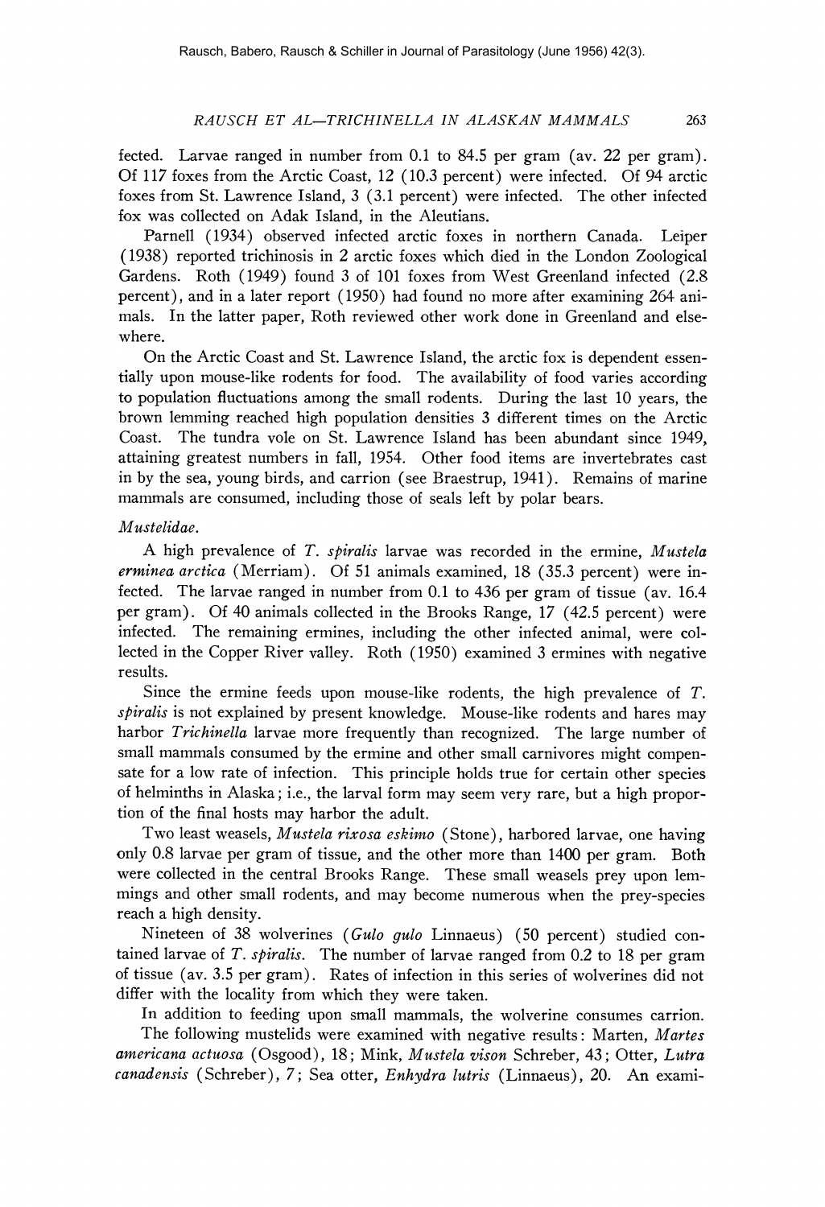fected. Larvae ranged in number from 0.1 to 84.5 per gram (av. 22 per gram). Of 117 foxes from the Arctic Coast, 12 (10.3 percent) were infected. Of 94 arctic foxes from St. Lawrence Island, 3 (3.1 percent) were infected. The other infected fox was collected on Adak Island, in the Aleutians.

Parnell (1934) observed infected arctic foxes in northern Canada. Leiper (1938) reported trichinosis in 2 arctic foxes which died in the London Zoological Gardens. Roth (1949) found 3 of 101 foxes from West Greenland infected (2.8 percent), and in a later report (1950) had found no more after examining 264 animals. In the latter paper, Roth reviewed other work done in Greenland and elsewhere.

On the Arctic Coast and St. Lawrence Island, the arctic fox is dependent essentially upon mouse-like rodents for food. The availability of food varies according to population fluctuations among the small rodents. During the last 10 years, the brown lemming reached high population densities 3 different times on the Arctic Coast. The tundra vole on St. Lawrence Island has been abundant since 1949, attaining greatest numbers in fall, 1954. Other food items are invertebrates cast in by the sea, young birds, and carrion (see Braestrup, 1941). Remains of marine mammals are consumed, including those of seals left by polar bears.

*Mustelidae.*

A high prevalence of *T. spiralis* larvae was recorded in the ermine, *Mustela erminea arctica* (Merriam). Of 51 animals examined, 18 (35.3 percent) were infected. The larvae ranged in number from 0.1 to 436 per gram of tissue (av. 16.4 per gram). Of 40 animals collected in the Brooks Range, 17 (42.5 percent) were infected. The remaining ermines, including the other infected animal, were collected in the Copper River valley. Roth (1950) examined 3 ermines with negative results.

Since the ermine feeds upon mouse-like rodents, the high prevalence of *T. spiralis* is not explained by present knowledge. Mouse-like rodents and hares may harbor *Trichinella* larvae more frequently than recognized. The large number of small mammals consumed by the ermine and other small carnivores might compensate for a low rate of infection. This principle holds true for certain other species of helminths in Alaska; i.e., the larval form may seem very rare, but a high proportion of the final hosts may harbor the adult.

Two least weasels, *Mustela rixosa eskimo* (Stone), harbored larvae, one having only 0.8 larvae per gram of tissue, and the other more than 1400 per gram. Both were collected in the central Brooks Range. These small weasels prey upon lemmings and other small rodents, and may become numerous when the prey-species reach a high density.

Nineteen of 38 wolverines (*Gulo gulo* Linnaeus) (50 percent) studied contained larvae of *T. spiralis*. The number of larvae ranged from 0.2 to 18 per gram of tissue (av. 3.5 per gram). Rates of infection in this series of wolverines did not differ with the locality from which they were taken.

In addition to feeding upon small mammals, the wolverine consumes carrion.

The following mustelids were examined with negative results: Marten, *Martes americana actuosa* (Osgood), 18; Mink, *Mustela vison* Schreber, 43; Otter, *Lutra canadensis* (Schreber), 7; Sea otter, *Enhydra lutris* (Linnaeus), 20. An exami-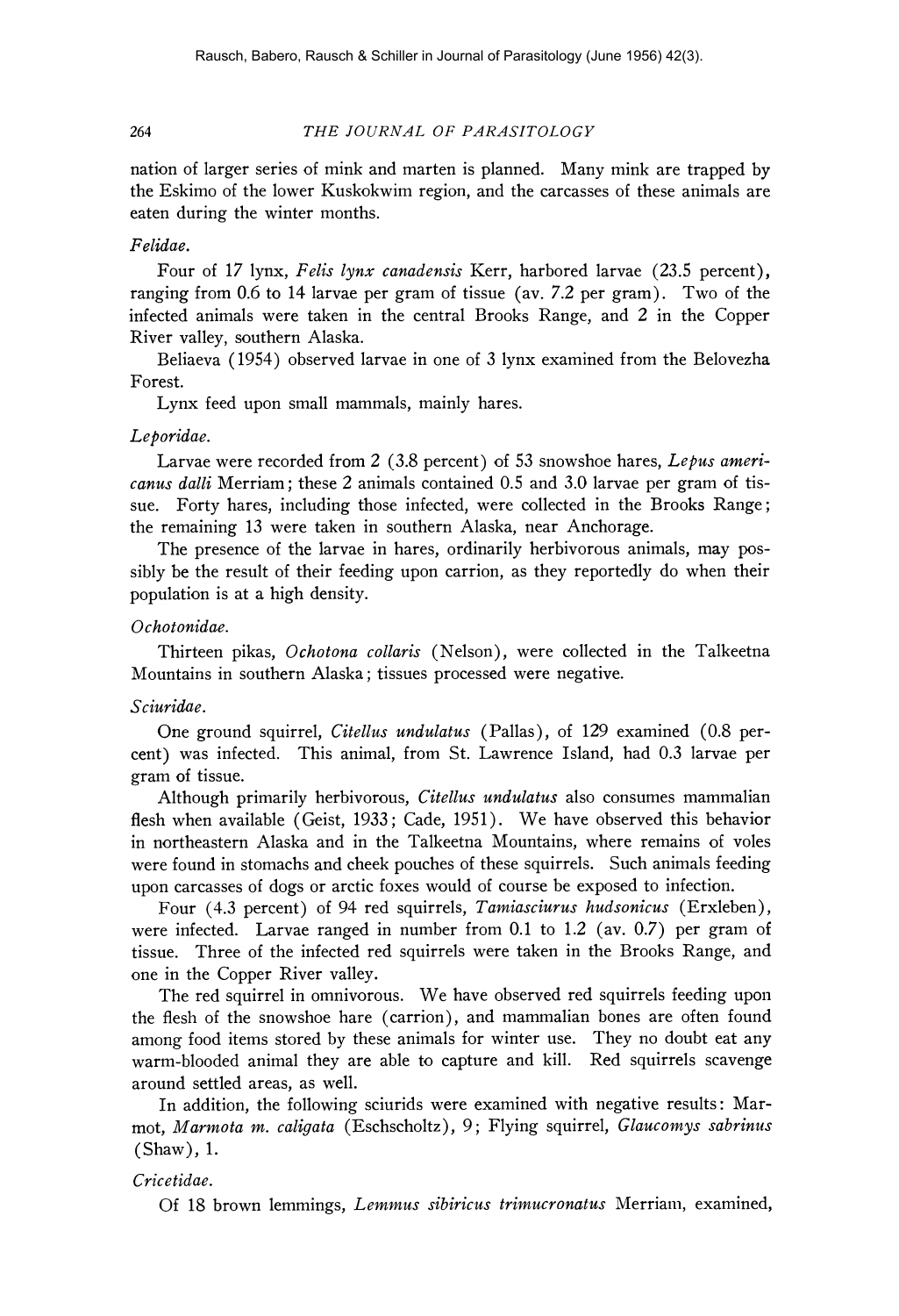nation of larger series of mink and marten is planned. Many mink are trapped by the Eskimo of the lower Kuskokwim region, and the carcasses of these animals are eaten during the winter months.

*Felidae.*

Four of 17 lynx, *Felis lynx canadensis* Kerr, harbored larvae (23.5 percent), ranging from 0.6 to 14 larvae per gram of tissue (av. 7.2 per gram). Two of the infected animals were taken in the central Brooks Range, and 2 in the Copper River valley, southern Alaska.

Beliaeva (1954) observed larvae in one of 3 lynx examined from the Belovezha Forest.

Lynx feed upon small mammals, mainly hares.

*Leporidae.*

Larvae were recorded from 2 (3.8 percent) of 53 snowshoe hares, *Lepus americanus dalli* Merriam; these 2 animals contained 0.5 and 3.0 larvae per gram of tissue. Forty hares, including those infected, were collected in the Brooks Range; the remaining 13 were taken in southern Alaska, near Anchorage.

The presence of the larvae in hares, ordinarily herbivorous animals, may possibly be the result of their feeding upon carrion, as they reportedly do when their population is at a high density.

*Ochotonidae.*

Thirteen pikas, *Ochotona collaris* (Nelson), were collected in the Talkeetna Mountains in southern Alaska; tissues processed were negative.

*Sciuridae.*

One ground squirrel, *Citellus undulatus* (Pallas), of 129 examined (0.8 percent) was infected. This animal, from St. Lawrence Island, had 0.3 larvae per gram of tissue.

Although primarily herbivorous, *Citellus undulatus* also consumes mammalian flesh when available (Geist, 1933; Cade, 1951). We have observed this behavior in northeastern Alaska and in the Talkeetna Mountains, where remains of voles were found in stomachs and cheek pouches of these squirrels. Such animals feeding upon carcasses of dogs or arctic foxes would of course be exposed to infection.

Four (4.3 percent) of 94 red squirrels, *Tamiasciurus hudsonicus* (Erxleben), were infected. Larvae ranged in number from 0.1 to 1.2 (av. 0.7) per gram of tissue. Three of the infected red squirrels were taken in the Brooks Range, and one in the Copper River valley.

The red squirrel in omnivorous. We have observed red squirrels feeding upon the flesh of the snowshoe hare (carrion), and mammalian bones are often found among food items stored by these animals for winter use. They no doubt eat any warm-blooded animal they are able to capture and kill. Red squirrels scavenge around settled areas, as well.

In addition, the following sciurids were examined with negative results: Marmot, *Marmota m. caligata* (Eschscholtz), 9; Flying squirrel, *Glaucomys sabrinus* (Shaw), 1.

*Cricetidae.*

Of 18 brown lemmings, *Lemmus sibiricus trimucronatus* Merriam, examined,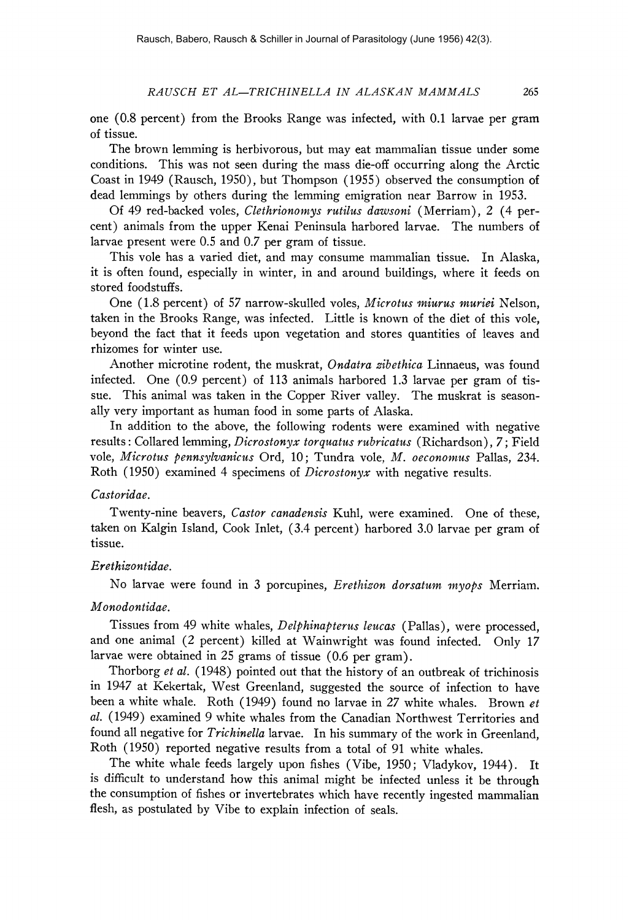one (0.8 percent) from the Brooks Range was infected, with 0.1 larvae per gram of tissue.

The brown lemming is herbivorous, but may eat mammalian tissue under some conditions. This was not seen during the mass die-off occurring along the Arctic Coast in 1949 (Rausch, 1950), but Thompson (1955) observed the consumption of dead lemmings by others during the lemming emigration near Barrow in 1953.

Of 49 red-backed voles, *Clethrionomys rutilus dawsoni* (Merriam), 2 (4 percent) animals from the upper Kenai Peninsula harbored larvae. The numbers of larvae present were 0.5 and 0.7 per gram of tissue.

This vole has a varied diet, and may consume mammalian tissue. In Alaska, it is often found, especially in winter, in and around buildings, where it feeds on stored foodstuffs.

One (1.8 percent) of 57 narrow-skulled voles, *Microtus miurus muriei* Nelson, taken in the Brooks Range, was infected. Little is known of the diet of this vole, beyond the fact that it feeds upon vegetation and stores quantities of leaves and rhizomes for winter use.

Another microtine rodent, the muskrat, *Ondatra zibethica* Linnaeus, was found infected. One (0.9 percent) of 113 animals harbored 1.3 larvae per gram of tissue. This animal was taken in the Copper River valley. The muskrat is seasonally very important as human food in some parts of Alaska.

In addition to the above, the following rodents were examined with negative results: Collared lemming, *Dicrostonyx torquatus rubricatus* (Richardson), 7; Field vole, *Microtus pennsylvanicus* Ord, 10; Tundra vole, *M. oeconomus* Pallas, 234. Roth (1950) examined 4 specimens of *Dicrostonyx* with negative results.

*Castoridae.*

Twenty-nine beavers, *Castor canadensis* Kuhl, were examined. One of these, taken on Kalgin Island, Cook Inlet, (3.4 percent) harbored 3.0 larvae per gram of tissue.

*Erethizontidae.*

No larvae were found in 3 porcupines, *Erethizon dorsatum myops* Merriam.

*Monodontidae.*

Tissues from 49 white whales, *Delphinapterus leucas* (Pallas), were processed, and one animal (2 percent) killed at Wainwright was found infected. Only 17 larvae were obtained in 25 grams of tissue (0.6 per gram).

Thorborg *et al.* (1948) pointed out that the history of an outbreak of trichinosis in 1947 at Kekertak, West Greenland, suggested the source of infection to have been a white whale. Roth (1949) found no larvae in 27 white whales. Brown *et al.* (1949) examined 9 white whales from the Canadian Northwest Territories and found all negative for *Trichinella* larvae. In his summary of the work in Greenland, Roth (1950) reported negative results from a total of 91 white whales.

The white whale feeds largely upon fishes (Vibe, 1950; Vladykov, 1944). It is difficult to understand how this animal might be infected unless it be through the consumption of fishes or invertebrates which have recently ingested mammalian flesh, as postulated by Vibe to explain infection of seals.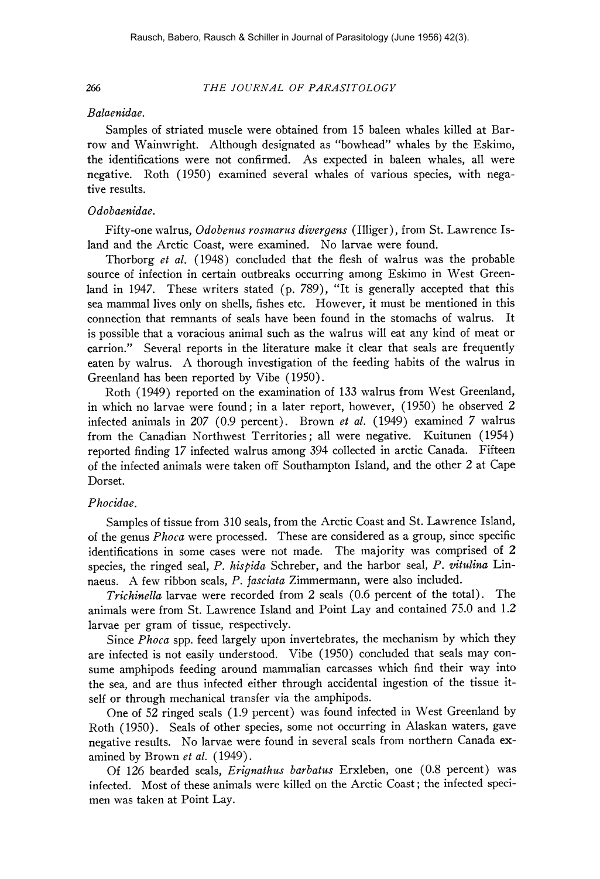*Balaenidae.*

Samples of striated muscle were obtained from 15 baleen whales killed at Barrow and Wainwright. Although designated as "bowhead" whales by the Eskimo, the identifications were not confirmed. As expected in baleen whales, all were negative. Roth (1950) examined several whales of various species, with negative results.

*Odobaenidae.*

Fifty-one walrus, *Odobenus rosmarus divergens* (Illiger), from St. Lawrence Island and the Arctic Coast, were examined. No larvae were found.

Thorborg *et al.* (1948) concluded that the flesh of walrus was the probable source of infection in certain outbreaks occurring among Eskimo in West Greenland in 1947. These writers stated (p. 789), "It is generally accepted that this sea mammal lives only on shells, fishes etc. However, it must be mentioned in this connection that remnants of seals have been found in the stomachs of walrus. It is possible that a voracious animal such as the walrus will eat any kind of meat or carrion." Several reports in the literature make it clear that seals are frequently eaten by walrus. A thorough investigation of the feeding habits of the walrus in Greenland has been reported by Vibe (1950).

Roth (1949) reported on the examination of 133 walrus from West Greenland, in which no larvae were found; in a later report, however, (1950) he observed 2 infected animals in 207 (0.9 percent). Brown *et al.* (1949) examined 7 walrus from the Canadian Northwest Territories; all were negative. Kuitunen (1954) reported finding 17 infected walrus among 394 collected in arctic Canada. Fifteen of the infected animals were taken off Southampton Island, and the other 2 at Cape Dorset.

*Phocidae.*

Samples of tissue from 310 seals, from the Arctic Coast and St. Lawrence Island, of the genus *Phoca* were processed. These are considered as a group, since specific identifications in some cases were not made. The majority was comprised of 2 species, the ringed seal, *P. hispida* Schreber, and the harbor seal, *P. vitulina* Linnaeus. A few ribbon seals, *P. fasciata* Zimmermann, were also included.

*Trichinella* larvae were recorded from 2 seals (0.6 percent of the total). The animals were from St. Lawrence Island and Point Lay and contained 75.0 and 1.2 larvae per gram of tissue, respectively.

Since *Phoca* spp. feed largely upon invertebrates, the mechanism by which they are infected is not easily understood. Vibe (1950) concluded that seals may consume amphipods feeding around mammalian carcasses which find their way into the sea, and are thus infected either through accidental ingestion of the tissue itself or through mechanical transfer via the amphipods.

One of 52 ringed seals (1.9 percent) was found infected in West Greenland by Roth (1950). Seals of other species, some not occurring in Alaskan waters, gave negative results. No larvae were found in several seals from northern Canada examined by Brown *et al.* (1949).

Of 126 bearded seals, *Erignathus barbatus* Erxleben, one (0.8 percent) was infected. Most of these animals were killed on the Arctic Coast; the infected specimen was taken at Point Lay.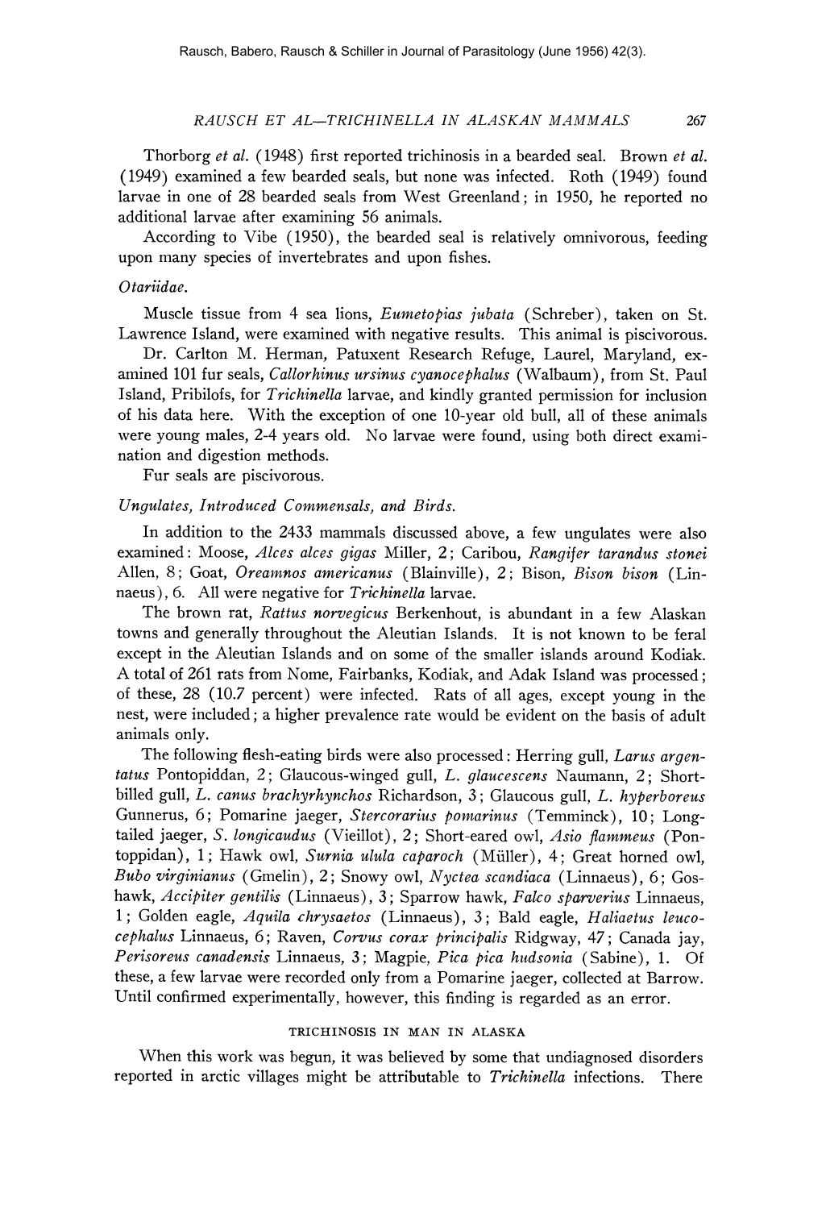Thorborg *et al.* (1948) first reported trichinosis in a bearded seal. Brown *et al.* (1949) examined a few bearded seals, but none was infected. Roth (1949) found larvae in one of 28 bearded seals from West Greenland; in 1950, he reported no additional larvae after examining 56 animals.

According to Vibe (1950), the bearded seal is relatively omnivorous, feeding upon many species of invertebrates and upon fishes.

*Otariidae.*

Muscle tissue from 4 sea lions, *Eumetopias jubata* (Schreber), taken on St. Lawrence Island, were examined with negative results. This animal is piscivorous.

Dr. Carlton M. Herman, Patuxent Research Refuge, Laurel, Maryland, examined 101 fur seals, *Callorhinus ursinus cyanocephalus* (Walbaum), from St. Paul Island, Pribilofs, for *Trichinella* larvae, and kindly granted permission for inclusion of his data here. With the exception of one 10-year old bull, all of these animals were young males, 2-4 years old. No larvae were found, using both direct examination and digestion methods.

Fur seals are piscivorous.

*Ungulates, Introduced Commensals, and Birds.*

In addition to the 2433 mammals discussed above, a few ungulates were also examined: Moose, *Alces alces gigas* Miller, 2; Caribou, *Rangifer tarandus stonei* Allen, 8; Goat, *Oreamnos americanus* (Blainville), 2; Bison, *Bison bison* (Linnaeus), 6. All were negative for *Trichinella* larvae.

The brown rat, *Rattus norvegicus* Berkenhout, is abundant in a few Alaskan towns and generally throughout the Aleutian Islands. It is not known to be feral except in the Aleutian Islands and on some of the smaller islands around Kodiak. A total of 261 rats from Nome, Fairbanks, Kodiak, and Adak Island was processed; of these, 28 (10.7 percent) were infected. Rats of all ages, except young in the nest, were included; a higher prevalence rate would be evident on the basis of adult animals only.

The following flesh-eating birds were also processed: Herring gull, *Larus argentatus* Pontopiddan, 2; Glaucous-winged gull, *L. glaucescens* Naumann, 2; Short-billed gull, *L. canus brachyrhynchos* Richardson, 3; Glaucous gull, *L. hyperboreus* Gunnerus, 6; Pomarine jaeger, *Stercorarius pomarinus* (Temminck), 10; Long-tailed jaeger, *S. longicaudus* (Vieillot), 2; Short-eared owl, *Asio flammeus* (Pontoppidan), 1; Hawk owl, *Surnia ulula caparoch* (Müller), 4; Great horned owl, *Bubo virginianus* (Gmelin), 2; Snowy owl, *Nyctea scandiaca* (Linnaeus), 6; Goshawk, *Accipiter gentilis* (Linnaeus), 3; Sparrow hawk, *Falco sparverius* Linnaeus, 1; Golden eagle, *Aquila chrysaetos* (Linnaeus), 3; Bald eagle, *Haliaetus leucocephalus* Linnaeus, 6; Raven, *Corvus corax principalis* Ridgway, 47; Canada jay, *Perisoreus canadensis* Linnaeus, 3; Magpie, *Pica pica hudsonia* (Sabine), 1. Of these, a few larvae were recorded only from a Pomarine jaeger, collected at Barrow. Until confirmed experimentally, however, this finding is regarded as an error.

## TRICHINOSIS IN MAN IN ALASKA

When this work was begun, it was believed by some that undiagnosed disorders reported in arctic villages might be attributable to *Trichinella* infections. There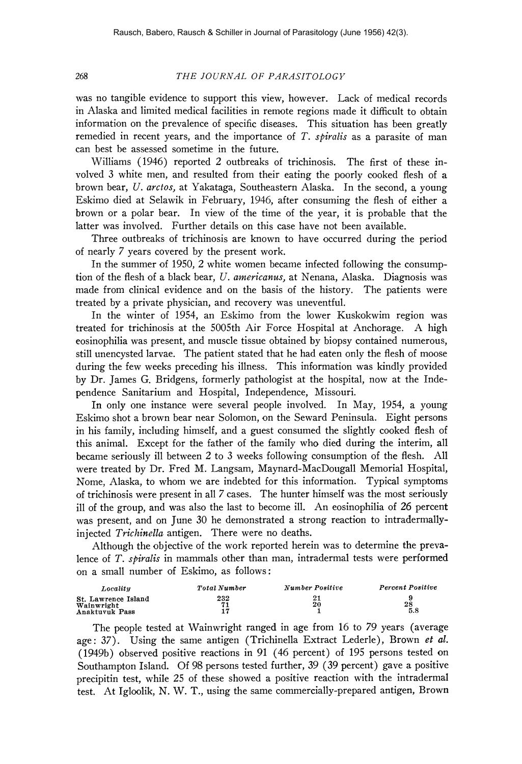was no tangible evidence to support this view, however. Lack of medical records in Alaska and limited medical facilities in remote regions made it difficult to obtain information on the prevalence of specific diseases. This situation has been greatly remedied in recent years, and the importance of *T. spiralis* as a parasite of man can best be assessed sometime in the future.

Williams (1946) reported 2 outbreaks of trichinosis. The first of these involved 3 white men, and resulted from their eating the poorly cooked flesh of a brown bear, *U. arctos*, at Yakataga, Southeastern Alaska. In the second, a young Eskimo died at Selawik in February, 1946, after consuming the flesh of either a brown or a polar bear. In view of the time of the year, it is probable that the latter was involved. Further details on this case have not been available.

Three outbreaks of trichinosis are known to have occurred during the period of nearly 7 years covered by the present work.

In the summer of 1950, 2 white women became infected following the consumption of the flesh of a black bear, *U. americanus*, at Nenana, Alaska. Diagnosis was made from clinical evidence and on the basis of the history. The patients were treated by a private physician, and recovery was uneventful.

In the winter of 1954, an Eskimo from the lower Kuskokwim region was treated for trichinosis at the 5005th Air Force Hospital at Anchorage. A high eosinophilia was present, and muscle tissue obtained by biopsy contained numerous, still unencysted larvae. The patient stated that he had eaten only the flesh of moose during the few weeks preceding his illness. This information was kindly provided by Dr. James G. Bridgens, formerly pathologist at the hospital, now at the Independence Sanitarium and Hospital, Independence, Missouri.

In only one instance were several people involved. In May, 1954, a young Eskimo shot a brown bear near Solomon, on the Seward Peninsula. Eight persons in his family, including himself, and a guest consumed the slightly cooked flesh of this animal. Except for the father of the family who died during the interim, all became seriously ill between 2 to 3 weeks following consumption of the flesh. All were treated by Dr. Fred M. Langsam, Maynard-MacDougall Memorial Hospital, Nome, Alaska, to whom we are indebted for this information. Typical symptoms of trichinosis were present in all 7 cases. The hunter himself was the most seriously ill of the group, and was also the last to become ill. An eosinophilia of 26 percent was present, and on June 30 he demonstrated a strong reaction to intradermally-injected *Trichinella* antigen. There were no deaths.

Although the objective of the work reported herein was to determine the prevalence of *T. spiralis* in mammals other than man, intradermal tests were performed on a small number of Eskimo, as follows:

| *Locality* | *Total Number* | *Number Positive* | *Percent Positive* |
|---|---|---|---|
| St. Lawrence Island | 232 | 21 | 9 |
| Wainwright | 71 | 20 | 28 |
| Anaktuvuk Pass | 17 | 1 | 5.8 |

The people tested at Wainwright ranged in age from 16 to 79 years (average age: 37). Using the same antigen (Trichinella Extract Lederle), Brown *et al.* (1949b) observed positive reactions in 91 (46 percent) of 195 persons tested on Southampton Island. Of 98 persons tested further, 39 (39 percent) gave a positive precipitin test, while 25 of these showed a positive reaction with the intradermal test. At Igloolik, N. W. T., using the same commercially-prepared antigen, Brown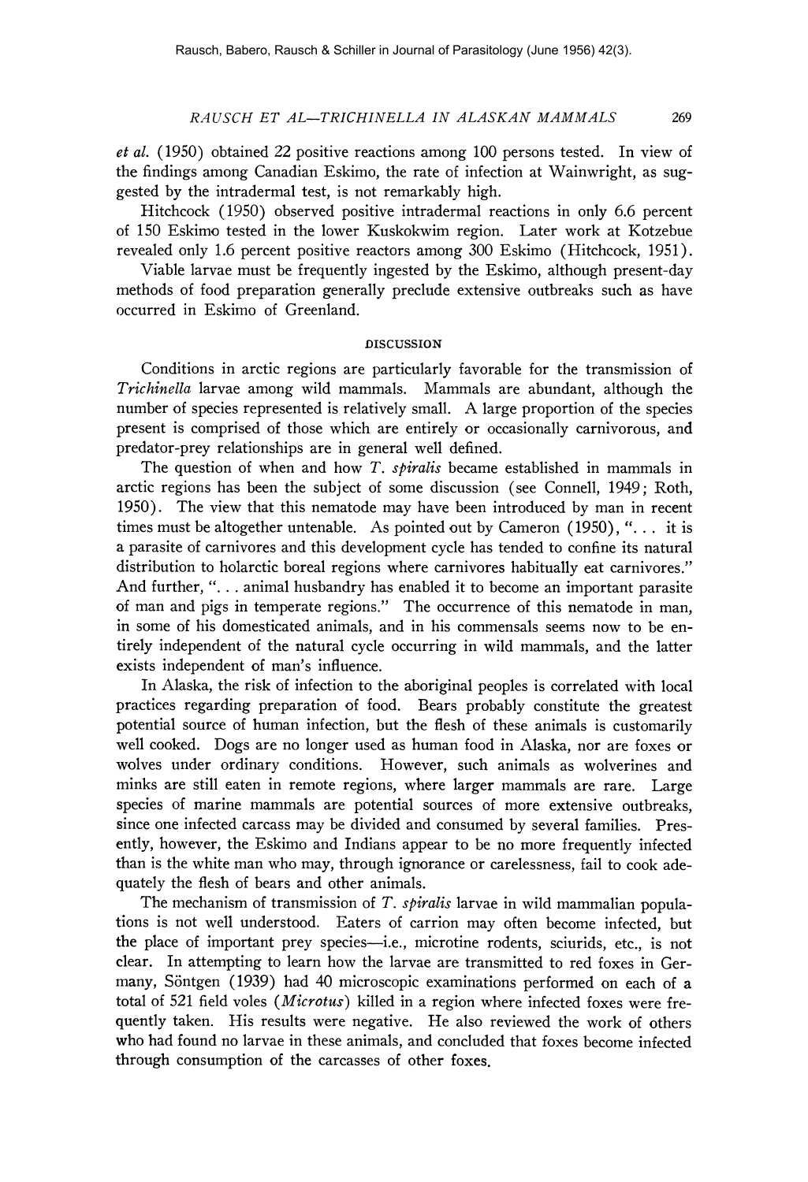*et al.* (1950) obtained 22 positive reactions among 100 persons tested. In view of the findings among Canadian Eskimo, the rate of infection at Wainwright, as suggested by the intradermal test, is not remarkably high.

Hitchcock (1950) observed positive intradermal reactions in only 6.6 percent of 150 Eskimo tested in the lower Kuskokwim region. Later work at Kotzebue revealed only 1.6 percent positive reactors among 300 Eskimo (Hitchcock, 1951).

Viable larvae must be frequently ingested by the Eskimo, although present-day methods of food preparation generally preclude extensive outbreaks such as have occurred in Eskimo of Greenland.

## DISCUSSION

Conditions in arctic regions are particularly favorable for the transmission of *Trichinella* larvae among wild mammals. Mammals are abundant, although the number of species represented is relatively small. A large proportion of the species present is comprised of those which are entirely or occasionally carnivorous, and predator-prey relationships are in general well defined.

The question of when and how *T. spiralis* became established in mammals in arctic regions has been the subject of some discussion (see Connell, 1949; Roth, 1950). The view that this nematode may have been introduced by man in recent times must be altogether untenable. As pointed out by Cameron (1950), ". . . it is a parasite of carnivores and this development cycle has tended to confine its natural distribution to holarctic boreal regions where carnivores habitually eat carnivores." And further, ". . . animal husbandry has enabled it to become an important parasite of man and pigs in temperate regions." The occurrence of this nematode in man, in some of his domesticated animals, and in his commensals seems now to be entirely independent of the natural cycle occurring in wild mammals, and the latter exists independent of man's influence.

In Alaska, the risk of infection to the aboriginal peoples is correlated with local practices regarding preparation of food. Bears probably constitute the greatest potential source of human infection, but the flesh of these animals is customarily well cooked. Dogs are no longer used as human food in Alaska, nor are foxes or wolves under ordinary conditions. However, such animals as wolverines and minks are still eaten in remote regions, where larger mammals are rare. Large species of marine mammals are potential sources of more extensive outbreaks, since one infected carcass may be divided and consumed by several families. Presently, however, the Eskimo and Indians appear to be no more frequently infected than is the white man who may, through ignorance or carelessness, fail to cook adequately the flesh of bears and other animals.

The mechanism of transmission of *T. spiralis* larvae in wild mammalian populations is not well understood. Eaters of carrion may often become infected, but the place of important prey species—i.e., microtine rodents, sciurids, etc., is not clear. In attempting to learn how the larvae are transmitted to red foxes in Germany, Söntgen (1939) had 40 microscopic examinations performed on each of a total of 521 field voles (*Microtus*) killed in a region where infected foxes were frequently taken. His results were negative. He also reviewed the work of others who had found no larvae in these animals, and concluded that foxes become infected through consumption of the carcasses of other foxes.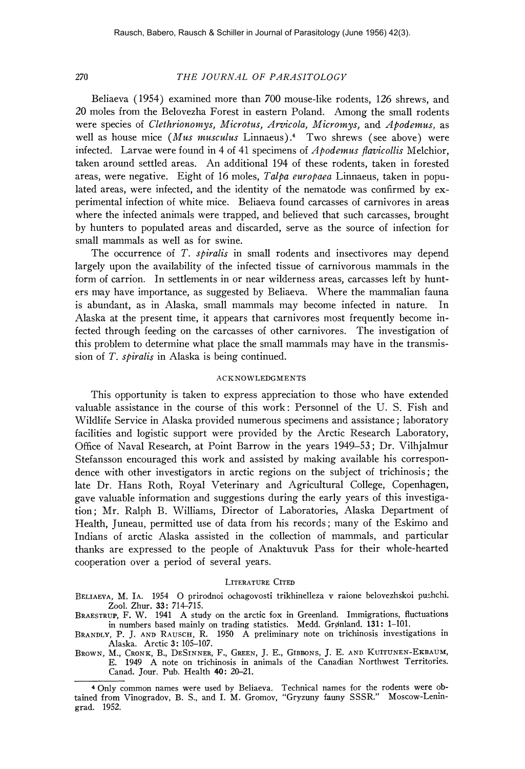Beliaeva (1954) examined more than 700 mouse-like rodents, 126 shrews, and 20 moles from the Belovezha Forest in eastern Poland. Among the small rodents were species of *Clethrionomys, Microtus, Arvicola, Micromys,* and *Apodemus,* as well as house mice (*Mus musculus* Linnaeus).[4] Two shrews (see above) were infected. Larvae were found in 4 of 41 specimens of *Apodemus flavicollis* Melchior, taken around settled areas. An additional 194 of these rodents, taken in forested areas, were negative. Eight of 16 moles, *Talpa europaea* Linnaeus, taken in populated areas, were infected, and the identity of the nematode was confirmed by experimental infection of white mice. Beliaeva found carcasses of carnivores in areas where the infected animals were trapped, and believed that such carcasses, brought by hunters to populated areas and discarded, serve as the source of infection for small mammals as well as for swine.

The occurrence of *T. spiralis* in small rodents and insectivores may depend largely upon the availability of the infected tissue of carnivorous mammals in the form of carrion. In settlements in or near wilderness areas, carcasses left by hunters may have importance, as suggested by Beliaeva. Where the mammalian fauna is abundant, as in Alaska, small mammals may become infected in nature. In Alaska at the present time, it appears that carnivores most frequently become infected through feeding on the carcasses of other carnivores. The investigation of this problem to determine what place the small mammals may have in the transmission of *T. spiralis* in Alaska is being continued.

## ACKNOWLEDGMENTS

This opportunity is taken to express appreciation to those who have extended valuable assistance in the course of this work: Personnel of the U. S. Fish and Wildlife Service in Alaska provided numerous specimens and assistance; laboratory facilities and logistic support were provided by the Arctic Research Laboratory, Office of Naval Research, at Point Barrow in the years 1949–53; Dr. Vilhjalmur Stefansson encouraged this work and assisted by making available his correspondence with other investigators in arctic regions on the subject of trichinosis; the late Dr. Hans Roth, Royal Veterinary and Agricultural College, Copenhagen, gave valuable information and suggestions during the early years of this investigation; Mr. Ralph B. Williams, Director of Laboratories, Alaska Department of Health, Juneau, permitted use of data from his records; many of the Eskimo and Indians of arctic Alaska assisted in the collection of mammals, and particular thanks are expressed to the people of Anaktuvuk Pass for their whole-hearted cooperation over a period of several years.

## LITERATURE CITED

BELIAEVA, M. IA. 1954 O prirodnoi ochagovosti trikhinelleza v raione belovezhskoi pushchi. Zool. Zhur. **33**: 714–715.

BRAESTRUP, F. W. 1941 A study on the arctic fox in Greenland. Immigrations, fluctuations in numbers based mainly on trading statistics. Medd. Grønland. **131**: 1–101.

BRANDLY, P. J. AND RAUSCH, R. 1950 A preliminary note on trichinosis investigations in Alaska. Arctic **3**: 105–107.

BROWN, M., CRONK, B., DESINNER, F., GREEN, J. E., GIBBONS, J. E. AND KUITUNEN-EKBAUM, E. 1949 A note on trichinosis in animals of the Canadian Northwest Territories. Canad. Jour. Pub. Health **40**: 20–21.

[4] Only common names were used by Beliaeva. Technical names for the rodents were obtained from Vinogradov, B. S., and I. M. Gromov, "Gryzuny fauny SSSR." Moscow-Leningrad. 1952.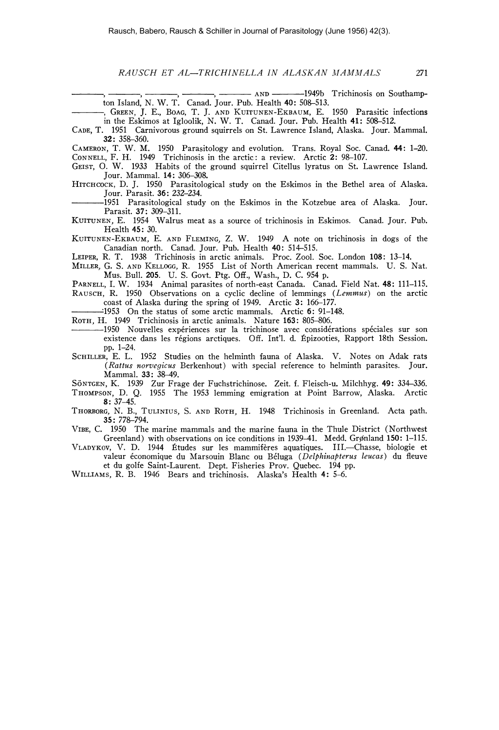———, ———, ———, ———, ——— AND ———1949b Trichinosis on Southampton Island, N. W. T. Canad. Jour. Pub. Health **40:** 508–513.

———, GREEN, J. E., BOAG, T. J. AND KUITUNEN-EKBAUM, E. 1950 Parasitic infections in the Eskimos at Igloolik, N. W. T. Canad. Jour. Pub. Health **41:** 508–512.

CADE, T. 1951 Carnivorous ground squirrels on St. Lawrence Island, Alaska. Jour. Mammal. **32:** 358–360.

CAMERON, T. W. M. 1950 Parasitology and evolution. Trans. Royal Soc. Canad. **44:** 1–20.

CONNELL, F. H. 1949 Trichinosis in the arctic: a review. Arctic **2:** 98–107.

GEIST, O. W. 1933 Habits of the ground squirrel Citellus lyratus on St. Lawrence Island. Jour. Mammal. **14:** 306–308.

HITCHCOCK, D. J. 1950 Parasitological study on the Eskimos in the Bethel area of Alaska. Jour. Parasit. **36:** 232–234.

———1951 Parasitological study on the Eskimos in the Kotzebue area of Alaska. Jour. Parasit. **37:** 309–311.

KUITUNEN, E. 1954 Walrus meat as a source of trichinosis in Eskimos. Canad. Jour. Pub. Health **45:** 30.

KUITUNEN-EKBAUM, E. AND FLEMING, Z. W. 1949 A note on trichinosis in dogs of the Canadian north. Canad. Jour. Pub. Health **40:** 514–515.

LEIPER, R. T. 1938 Trichinosis in arctic animals. Proc. Zool. Soc. London **108:** 13–14.

MILLER, G. S. AND KELLOGG, R. 1955 List of North American recent mammals. U. S. Nat. Mus. Bull. **205.** U. S. Govt. Ptg. Off., Wash., D. C. 954 p.

PARNELL, I. W. 1934 Animal parasites of north-east Canada. Canad. Field Nat. **48:** 111–115.

RAUSCH, R. 1950 Observations on a cyclic decline of lemmings (*Lemmus*) on the arctic coast of Alaska during the spring of 1949. Arctic **3:** 166–177.

———1953 On the status of some arctic mammals. Arctic **6:** 91–148.

ROTH, H. 1949 Trichinosis in arctic animals. Nature **163:** 805–806.

———1950 Nouvelles expériences sur la trichinose avec considérations spéciales sur son existence dans les régions arctiques. Off. Int'l. d. Épizooties, Rapport 18th Session. pp. 1–24.

SCHILLER, E. L. 1952 Studies on the helminth fauna of Alaska. V. Notes on Adak rats (*Rattus norvegicus* Berkenhout) with special reference to helminth parasites. Jour. Mammal. **33:** 38–49.

SÖNTGEN, K. 1939 Zur Frage der Fuchstrichinose. Zeit. f. Fleisch-u. Milchhyg. **49:** 334–336.

THOMPSON, D. Q. 1955 The 1953 lemming emigration at Point Barrow, Alaska. Arctic **8:** 37–45.

THORBORG, N. B., TULINIUS, S. AND ROTH, H. 1948 Trichinosis in Greenland. Acta path. **35:** 778–794.

VIBE, C. 1950 The marine mammals and the marine fauna in the Thule District (Northwest Greenland) with observations on ice conditions in 1939–41. Medd. Grønland **150:** 1–115.

VLADYKOV, V. D. 1944 Études sur les mammifères aquatiques. III.—Chasse, biologie et valeur économique du Marsouin Blanc ou Béluga (*Delphinapterus leucas*) du fleuve et du golfe Saint-Laurent. Dept. Fisheries Prov. Quebec. 194 pp.

WILLIAMS, R. B. 1946 Bears and trichinosis. Alaska's Health **4:** 5–6.